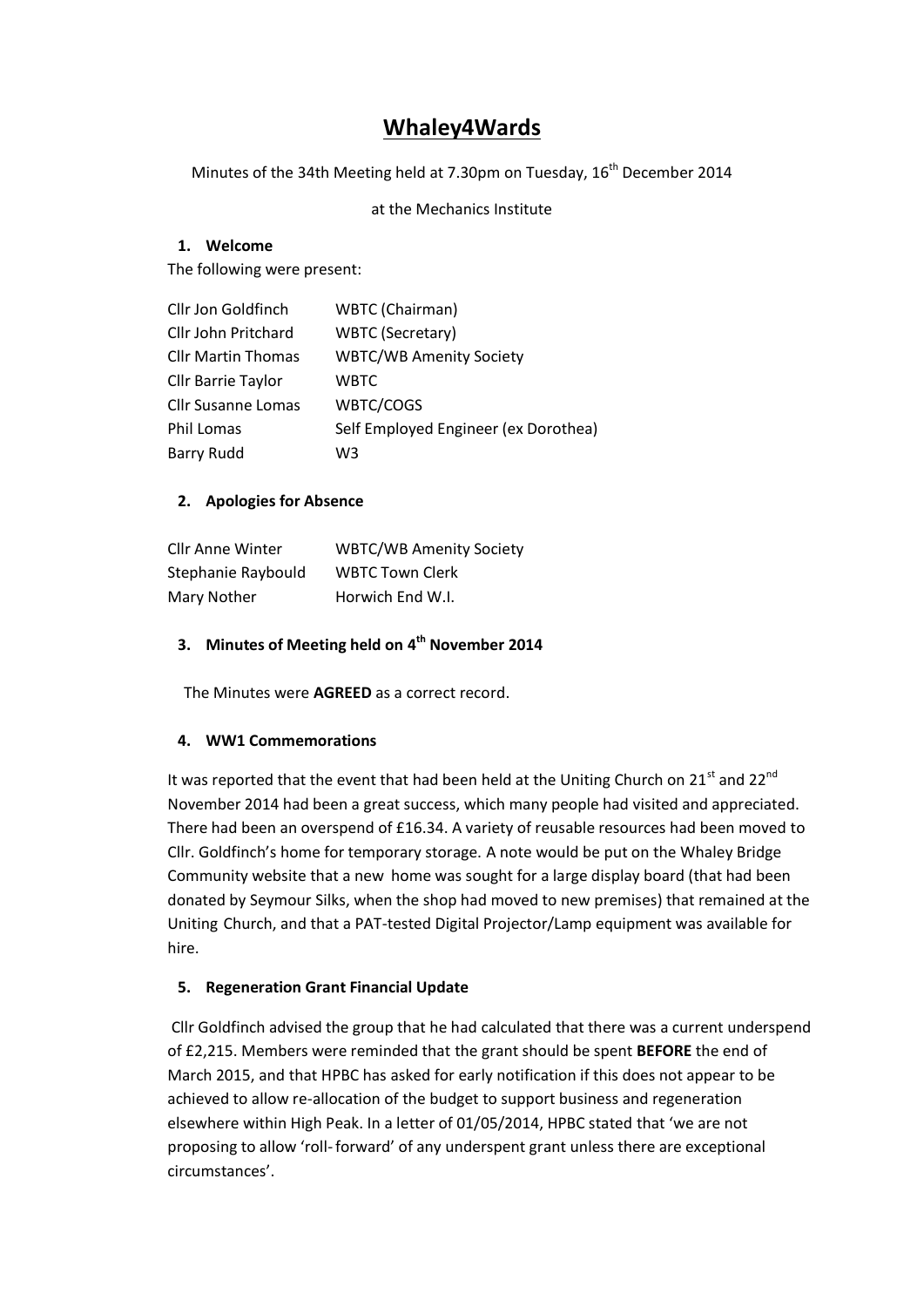# Whaley4Wards

Minutes of the 34th Meeting held at 7.30pm on Tuesday, 16th December 2014

at the Mechanics Institute

## 1. Welcome

The following were present:

| | |
|---|---|
| Cllr Jon Goldfinch | WBTC (Chairman) |
| Cllr John Pritchard | WBTC (Secretary) |
| Cllr Martin Thomas | WBTC/WB Amenity Society |
| Cllr Barrie Taylor | WBTC |
| Cllr Susanne Lomas | WBTC/COGS |
| Phil Lomas | Self Employed Engineer (ex Dorothea) |
| Barry Rudd | W3 |

## 2. Apologies for Absence

| | |
|---|---|
| Cllr Anne Winter | WBTC/WB Amenity Society |
| Stephanie Raybould | WBTC Town Clerk |
| Mary Nother | Horwich End W.I. |

## 3. Minutes of Meeting held on 4th November 2014

The Minutes were **AGREED** as a correct record.

## 4. WW1 Commemorations

It was reported that the event that had been held at the Uniting Church on 21st and 22nd November 2014 had been a great success, which many people had visited and appreciated. There had been an overspend of £16.34. A variety of reusable resources had been moved to Cllr. Goldfinch's home for temporary storage. A note would be put on the Whaley Bridge Community website that a new home was sought for a large display board (that had been donated by Seymour Silks, when the shop had moved to new premises) that remained at the Uniting Church, and that a PAT-tested Digital Projector/Lamp equipment was available for hire.

## 5. Regeneration Grant Financial Update

Cllr Goldfinch advised the group that he had calculated that there was a current underspend of £2,215. Members were reminded that the grant should be spent **BEFORE** the end of March 2015, and that HPBC has asked for early notification if this does not appear to be achieved to allow re-allocation of the budget to support business and regeneration elsewhere within High Peak. In a letter of 01/05/2014, HPBC stated that 'we are not proposing to allow 'roll- forward' of any underspent grant unless there are exceptional circumstances'.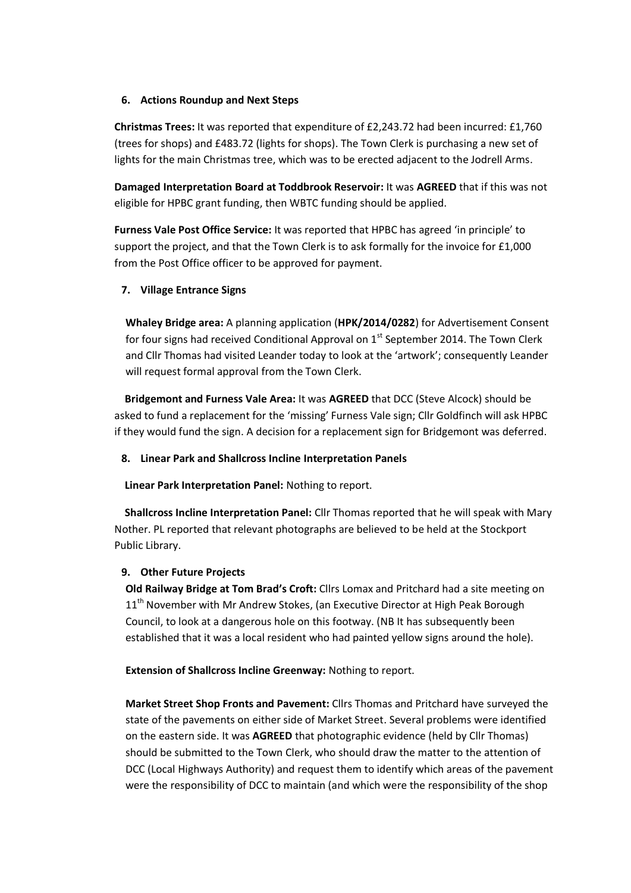## 6. Actions Roundup and Next Steps

**Christmas Trees:** It was reported that expenditure of £2,243.72 had been incurred: £1,760 (trees for shops) and £483.72 (lights for shops). The Town Clerk is purchasing a new set of lights for the main Christmas tree, which was to be erected adjacent to the Jodrell Arms.

**Damaged Interpretation Board at Toddbrook Reservoir:** It was **AGREED** that if this was not eligible for HPBC grant funding, then WBTC funding should be applied.

**Furness Vale Post Office Service:** It was reported that HPBC has agreed 'in principle' to support the project, and that the Town Clerk is to ask formally for the invoice for £1,000 from the Post Office officer to be approved for payment.

## 7. Village Entrance Signs

**Whaley Bridge area:** A planning application (**HPK/2014/0282**) for Advertisement Consent for four signs had received Conditional Approval on 1st September 2014. The Town Clerk and Cllr Thomas had visited Leander today to look at the 'artwork'; consequently Leander will request formal approval from the Town Clerk.

**Bridgemont and Furness Vale Area:** It was **AGREED** that DCC (Steve Alcock) should be asked to fund a replacement for the 'missing' Furness Vale sign; Cllr Goldfinch will ask HPBC if they would fund the sign. A decision for a replacement sign for Bridgemont was deferred.

## 8. Linear Park and Shallcross Incline Interpretation Panels

**Linear Park Interpretation Panel:** Nothing to report.

**Shallcross Incline Interpretation Panel:** Cllr Thomas reported that he will speak with Mary Nother. PL reported that relevant photographs are believed to be held at the Stockport Public Library.

## 9. Other Future Projects

**Old Railway Bridge at Tom Brad's Croft:** Cllrs Lomax and Pritchard had a site meeting on 11th November with Mr Andrew Stokes, (an Executive Director at High Peak Borough Council, to look at a dangerous hole on this footway. (NB It has subsequently been established that it was a local resident who had painted yellow signs around the hole).

**Extension of Shallcross Incline Greenway:** Nothing to report.

**Market Street Shop Fronts and Pavement:** Cllrs Thomas and Pritchard have surveyed the state of the pavements on either side of Market Street. Several problems were identified on the eastern side. It was **AGREED** that photographic evidence (held by Cllr Thomas) should be submitted to the Town Clerk, who should draw the matter to the attention of DCC (Local Highways Authority) and request them to identify which areas of the pavement were the responsibility of DCC to maintain (and which were the responsibility of the shop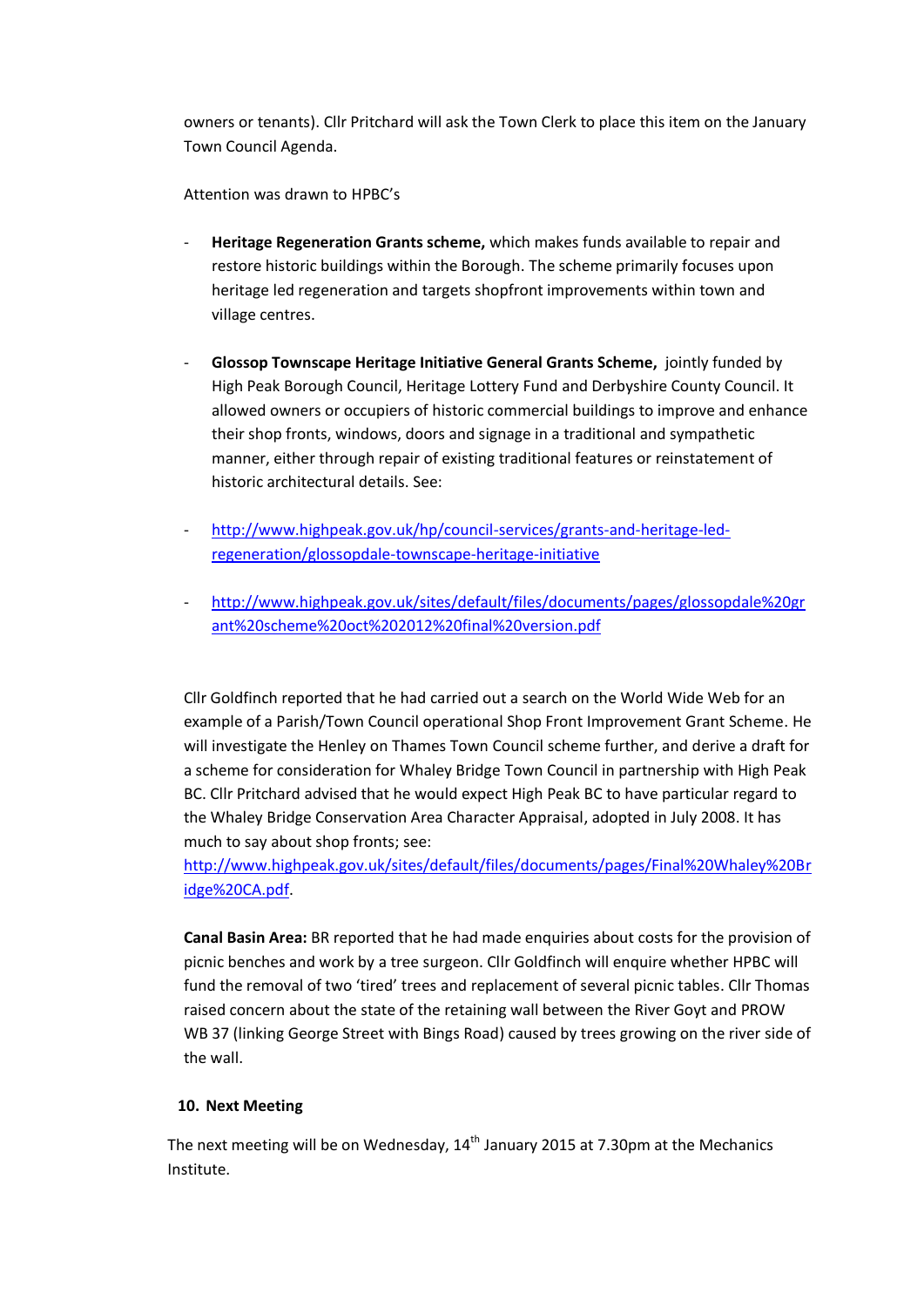owners or tenants). Cllr Pritchard will ask the Town Clerk to place this item on the January Town Council Agenda.

Attention was drawn to HPBC's

- **Heritage Regeneration Grants scheme,** which makes funds available to repair and restore historic buildings within the Borough. The scheme primarily focuses upon heritage led regeneration and targets shopfront improvements within town and village centres.

- **Glossop Townscape Heritage Initiative General Grants Scheme,** jointly funded by High Peak Borough Council, Heritage Lottery Fund and Derbyshire County Council. It allowed owners or occupiers of historic commercial buildings to improve and enhance their shop fronts, windows, doors and signage in a traditional and sympathetic manner, either through repair of existing traditional features or reinstatement of historic architectural details. See:

- [http://www.highpeak.gov.uk/hp/council-services/grants-and-heritage-led-regeneration/glossopdale-townscape-heritage-initiative](http://www.highpeak.gov.uk/hp/council-services/grants-and-heritage-led-regeneration/glossopdale-townscape-heritage-initiative)

- [http://www.highpeak.gov.uk/sites/default/files/documents/pages/glossopdale%20grant%20scheme%20oct%202012%20final%20version.pdf](http://www.highpeak.gov.uk/sites/default/files/documents/pages/glossopdale%20grant%20scheme%20oct%202012%20final%20version.pdf)

Cllr Goldfinch reported that he had carried out a search on the World Wide Web for an example of a Parish/Town Council operational Shop Front Improvement Grant Scheme. He will investigate the Henley on Thames Town Council scheme further, and derive a draft for a scheme for consideration for Whaley Bridge Town Council in partnership with High Peak BC. Cllr Pritchard advised that he would expect High Peak BC to have particular regard to the Whaley Bridge Conservation Area Character Appraisal, adopted in July 2008. It has much to say about shop fronts; see: [http://www.highpeak.gov.uk/sites/default/files/documents/pages/Final%20Whaley%20Bridge%20CA.pdf](http://www.highpeak.gov.uk/sites/default/files/documents/pages/Final%20Whaley%20Bridge%20CA.pdf).

**Canal Basin Area:** BR reported that he had made enquiries about costs for the provision of picnic benches and work by a tree surgeon. Cllr Goldfinch will enquire whether HPBC will fund the removal of two 'tired' trees and replacement of several picnic tables. Cllr Thomas raised concern about the state of the retaining wall between the River Goyt and PROW WB 37 (linking George Street with Bings Road) caused by trees growing on the river side of the wall.

**10. Next Meeting**

The next meeting will be on Wednesday, 14th January 2015 at 7.30pm at the Mechanics Institute.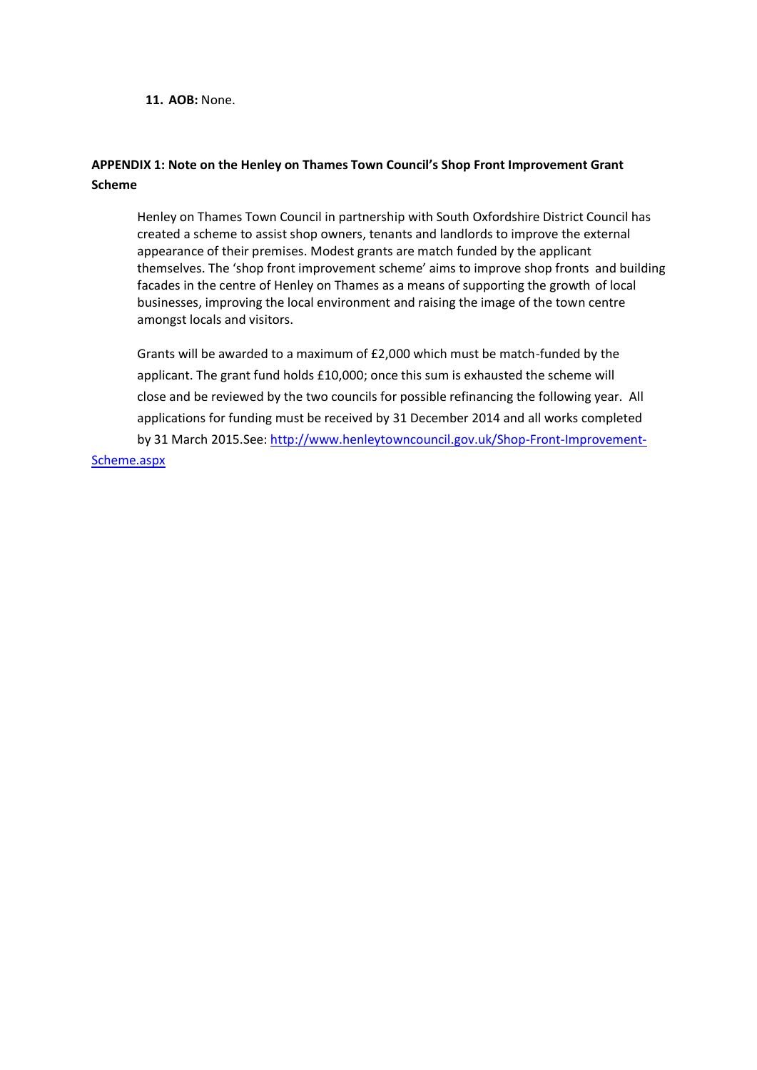**11. AOB:** None.

**APPENDIX 1: Note on the Henley on Thames Town Council's Shop Front Improvement Grant Scheme**

Henley on Thames Town Council in partnership with South Oxfordshire District Council has created a scheme to assist shop owners, tenants and landlords to improve the external appearance of their premises. Modest grants are match funded by the applicant themselves. The 'shop front improvement scheme' aims to improve shop fronts and building facades in the centre of Henley on Thames as a means of supporting the growth of local businesses, improving the local environment and raising the image of the town centre amongst locals and visitors.

Grants will be awarded to a maximum of £2,000 which must be match-funded by the applicant. The grant fund holds £10,000; once this sum is exhausted the scheme will close and be reviewed by the two councils for possible refinancing the following year. All applications for funding must be received by 31 December 2014 and all works completed by 31 March 2015.See: http://www.henleytowncouncil.gov.uk/Shop-Front-Improvement-Scheme.aspx